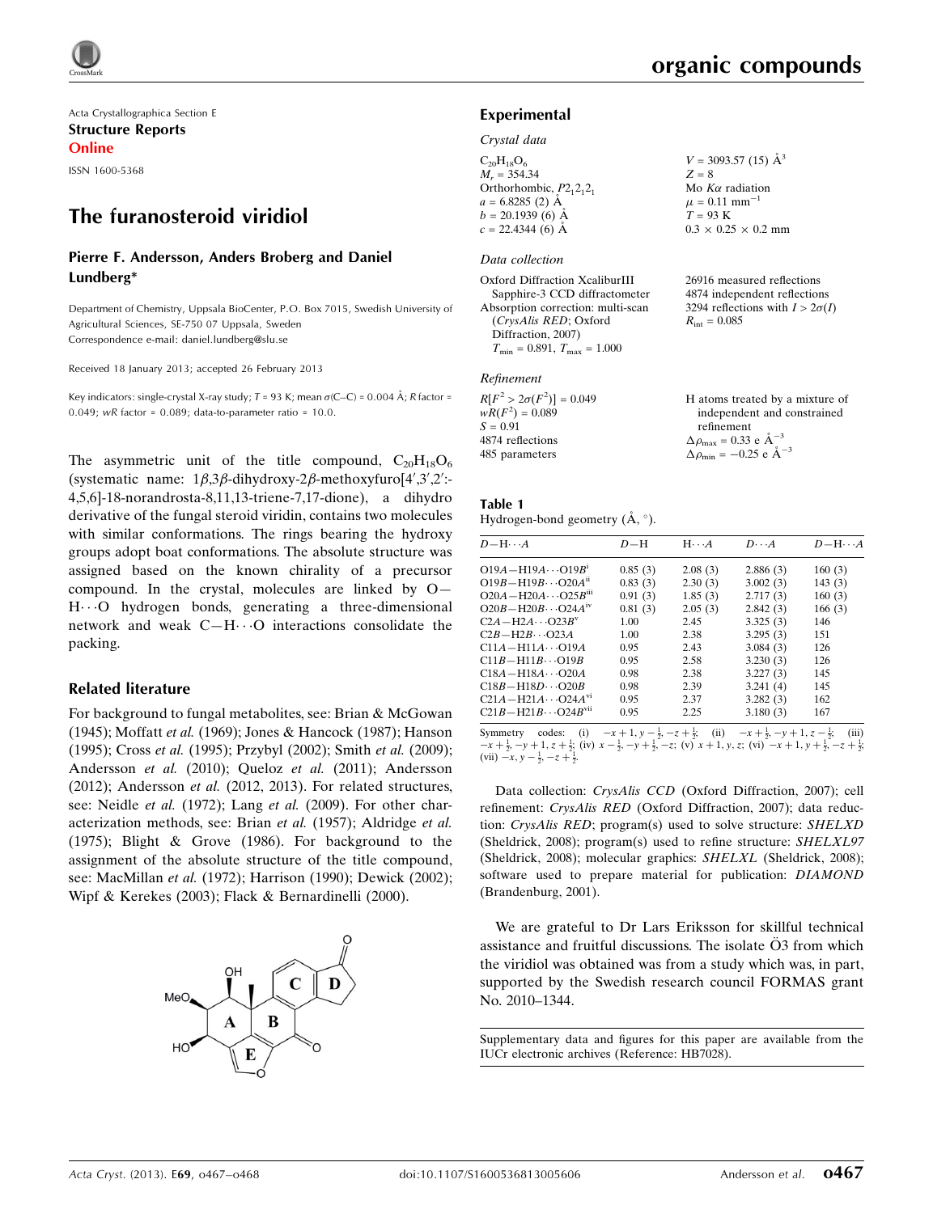Acta Crystallographica Section E

**Structure Reports Online**

ISSN 1600-5368

# The furanosteroid viridiol

**Pierre F. Andersson, Anders Broberg and Daniel Lundberg***

Department of Chemistry, Uppsala BioCenter, P.O. Box 7015, Swedish University of Agricultural Sciences, SE-750 07 Uppsala, Sweden
Correspondence e-mail: daniel.lundberg@slu.se

Received 18 January 2013; accepted 26 February 2013

Key indicators: single-crystal X-ray study; $T$ = 93 K; mean $\sigma$(C–C) = 0.004 Å; $R$ factor = 0.049; $wR$ factor = 0.089; data-to-parameter ratio = 10.0.

The asymmetric unit of the title compound, $C_{20}H_{18}O_6$ (systematic name: 1β,3β-dihydroxy-2β-methoxyfuro[4′,3′,2′:-4,5,6]-18-norandrosta-8,11,13-triene-7,17-dione), a dihydro derivative of the fungal steroid viridin, contains two molecules with similar conformations. The rings bearing the hydroxy groups adopt boat conformations. The absolute structure was assigned based on the known chirality of a precursor compound. In the crystal, molecules are linked by O—H⋯O hydrogen bonds, generating a three-dimensional network and weak C—H⋯O interactions consolidate the packing.

## Related literature

For background to fungal metabolites, see: Brian & McGowan (1945); Moffatt *et al.* (1969); Jones & Hancock (1987); Hanson (1995); Cross *et al.* (1995); Przybyl (2002); Smith *et al.* (2009); Andersson *et al.* (2010); Queloz *et al.* (2011); Andersson (2012); Andersson *et al.* (2012, 2013). For related structures, see: Neidle *et al.* (1972); Lang *et al.* (2009). For other characterization methods, see: Brian *et al.* (1957); Aldridge *et al.* (1975); Blight & Grove (1986). For background to the assignment of the absolute structure of the title compound, see: MacMillan *et al.* (1972); Harrison (1990); Dewick (2002); Wipf & Kerekes (2003); Flack & Bernardinelli (2000).

## Experimental

### Crystal data

$C_{20}H_{18}O_6$
$M_r$ = 354.34
Orthorhombic, $P2_12_12_1$
$a$ = 6.8285 (2) Å
$b$ = 20.1939 (6) Å
$c$ = 22.4344 (6) Å
$V$ = 3093.57 (15) Å$^3$
$Z$ = 8
Mo $K\alpha$ radiation
$\mu$ = 0.11 mm$^{-1}$
$T$ = 93 K
0.3 × 0.25 × 0.2 mm

### Data collection

Oxford Diffraction XcaliburIII Sapphire-3 CCD diffractometer
Absorption correction: multi-scan (*CrysAlis RED*; Oxford Diffraction, 2007)
$T_{min}$ = 0.891, $T_{max}$ = 1.000
26916 measured reflections
4874 independent reflections
3294 reflections with $I > 2\sigma(I)$
$R_{int}$ = 0.085

### Refinement

$R[F^2 > 2\sigma(F^2)]$ = 0.049
$wR(F^2)$ = 0.089
$S$ = 0.91
4874 reflections
485 parameters
H atoms treated by a mixture of independent and constrained refinement
$\Delta\rho_{max}$ = 0.33 e Å$^{-3}$
$\Delta\rho_{min}$ = −0.25 e Å$^{-3}$

**Table 1**
Hydrogen-bond geometry (Å, °).

| $D$—H⋯$A$ | $D$—H | H⋯$A$ | $D$⋯$A$ | $D$—H⋯$A$ |
|---|---|---|---|---|
| O19$A$—H19$A$⋯O19$B$$^{i}$ | 0.85 (3) | 2.08 (3) | 2.886 (3) | 160 (3) |
| O19$B$—H19$B$⋯O20$A$$^{ii}$ | 0.83 (3) | 2.30 (3) | 3.002 (3) | 143 (3) |
| O20$A$—H20$A$⋯O25$B$$^{iii}$ | 0.91 (3) | 1.85 (3) | 2.717 (3) | 160 (3) |
| O20$B$—H20$B$⋯O24$A$$^{iv}$ | 0.81 (3) | 2.05 (3) | 2.842 (3) | 166 (3) |
| C2$A$—H2$A$⋯O23$B$$^{v}$ | 1.00 | 2.45 | 3.325 (3) | 146 |
| C2$B$—H2$B$⋯O23$A$ | 1.00 | 2.38 | 3.295 (3) | 151 |
| C11$A$—H11$A$⋯O19$A$ | 0.95 | 2.43 | 3.084 (3) | 126 |
| C11$B$—H11$B$⋯O19$B$ | 0.95 | 2.58 | 3.230 (3) | 126 |
| C18$A$—H18$A$⋯O20$A$ | 0.98 | 2.38 | 3.227 (3) | 145 |
| C18$B$—H18$D$⋯O20$B$ | 0.98 | 2.39 | 3.241 (4) | 145 |
| C21$A$—H21$A$⋯O24$A$$^{vi}$ | 0.95 | 2.37 | 3.282 (3) | 162 |
| C21$B$—H21$B$⋯O24$B$$^{vii}$ | 0.95 | 2.25 | 3.180 (3) | 167 |

Symmetry codes: (i) $-x+1, y-\frac{1}{2}, -z+\frac{1}{2}$; (ii) $-x+\frac{1}{2}, -y+1, z-\frac{1}{2}$; (iii) $-x+\frac{1}{2}, -y+1, z+\frac{1}{2}$; (iv) $x-\frac{1}{2}, -y+\frac{1}{2}, -z$; (v) $x+1, y, z$; (vi) $-x+1, y+\frac{1}{2}, -z+\frac{1}{2}$; (vii) $-x, y-\frac{1}{2}, -z+\frac{1}{2}$.

Data collection: *CrysAlis CCD* (Oxford Diffraction, 2007); cell refinement: *CrysAlis RED* (Oxford Diffraction, 2007); data reduction: *CrysAlis RED*; program(s) used to solve structure: *SHELXD* (Sheldrick, 2008); program(s) used to refine structure: *SHELXL97* (Sheldrick, 2008); molecular graphics: *SHELXL* (Sheldrick, 2008); software used to prepare material for publication: *DIAMOND* (Brandenburg, 2001).

We are grateful to Dr Lars Eriksson for skillful technical assistance and fruitful discussions. The isolate Ö3 from which the viridiol was obtained was from a study which was, in part, supported by the Swedish research council FORMAS grant No. 2010–1344.

Supplementary data and figures for this paper are available from the IUCr electronic archives (Reference: HB7028).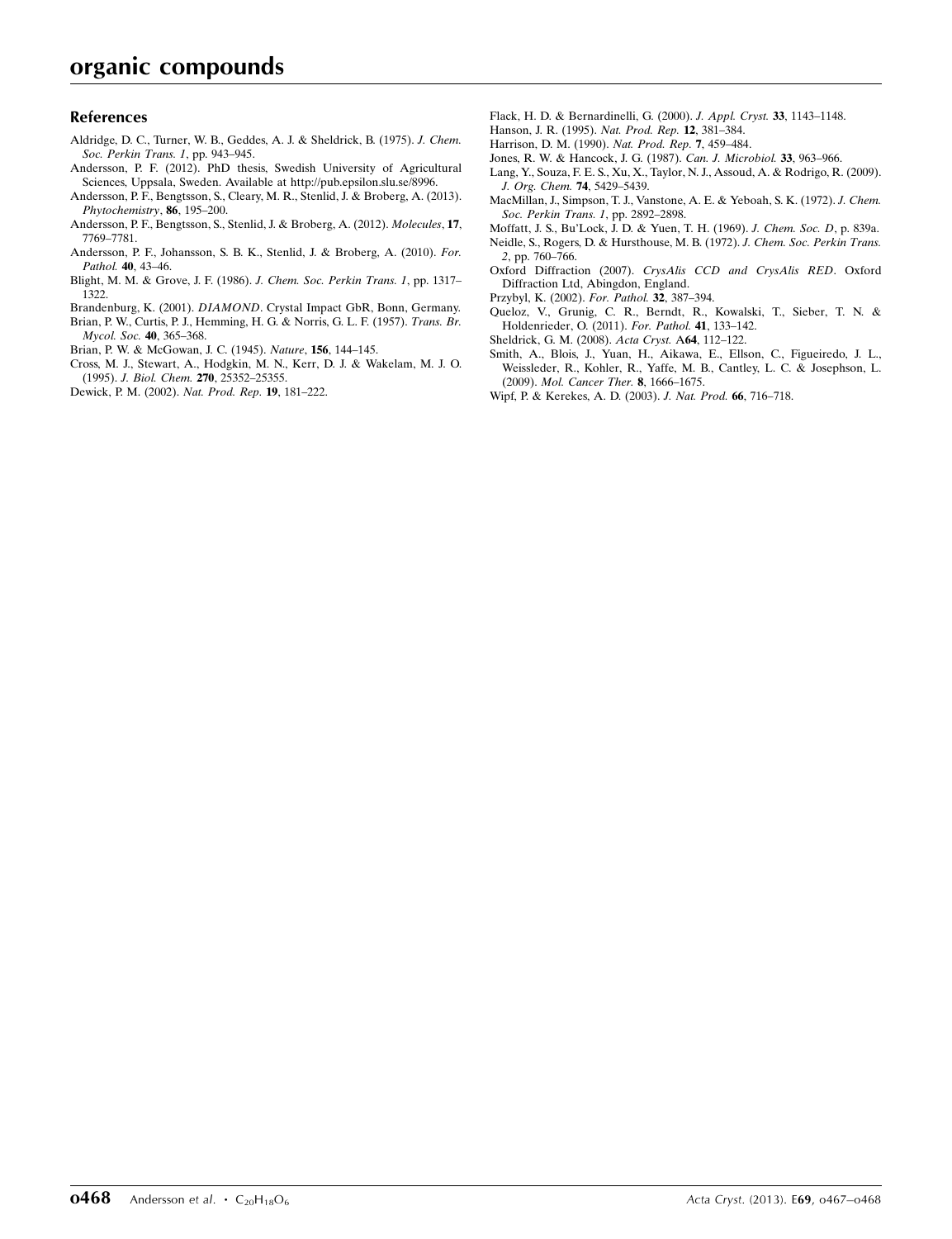## References

Aldridge, D. C., Turner, W. B., Geddes, A. J. & Sheldrick, B. (1975). *J. Chem. Soc. Perkin Trans. 1*, pp. 943–945.

Andersson, P. F. (2012). PhD thesis, Swedish University of Agricultural Sciences, Uppsala, Sweden. Available at http://pub.epsilon.slu.se/8996.

Andersson, P. F., Bengtsson, S., Cleary, M. R., Stenlid, J. & Broberg, A. (2013). *Phytochemistry*, **86**, 195–200.

Andersson, P. F., Bengtsson, S., Stenlid, J. & Broberg, A. (2012). *Molecules*, **17**, 7769–7781.

Andersson, P. F., Johansson, S. B. K., Stenlid, J. & Broberg, A. (2010). *For. Pathol.* **40**, 43–46.

Blight, M. M. & Grove, J. F. (1986). *J. Chem. Soc. Perkin Trans. 1*, pp. 1317–1322.

Brandenburg, K. (2001). *DIAMOND*. Crystal Impact GbR, Bonn, Germany.

Brian, P. W., Curtis, P. J., Hemming, H. G. & Norris, G. L. F. (1957). *Trans. Br. Mycol. Soc.* **40**, 365–368.

Brian, P. W. & McGowan, J. C. (1945). *Nature*, **156**, 144–145.

Cross, M. J., Stewart, A., Hodgkin, M. N., Kerr, D. J. & Wakelam, M. J. O. (1995). *J. Biol. Chem.* **270**, 25352–25355.

Dewick, P. M. (2002). *Nat. Prod. Rep.* **19**, 181–222.

Flack, H. D. & Bernardinelli, G. (2000). *J. Appl. Cryst.* **33**, 1143–1148.

Hanson, J. R. (1995). *Nat. Prod. Rep.* **12**, 381–384.

Harrison, D. M. (1990). *Nat. Prod. Rep.* **7**, 459–484.

Jones, R. W. & Hancock, J. G. (1987). *Can. J. Microbiol.* **33**, 963–966.

Lang, Y., Souza, F. E. S., Xu, X., Taylor, N. J., Assoud, A. & Rodrigo, R. (2009). *J. Org. Chem.* **74**, 5429–5439.

MacMillan, J., Simpson, T. J., Vanstone, A. E. & Yeboah, S. K. (1972). *J. Chem. Soc. Perkin Trans. 1*, pp. 2892–2898.

Moffatt, J. S., Bu'Lock, J. D. & Yuen, T. H. (1969). *J. Chem. Soc. D*, p. 839a.

Neidle, S., Rogers, D. & Hursthouse, M. B. (1972). *J. Chem. Soc. Perkin Trans. 2*, pp. 760–766.

Oxford Diffraction (2007). *CrysAlis CCD and CrysAlis RED*. Oxford Diffraction Ltd, Abingdon, England.

Przybyl, K. (2002). *For. Pathol.* **32**, 387–394.

Queloz, V., Grunig, C. R., Berndt, R., Kowalski, T., Sieber, T. N. & Holdenrieder, O. (2011). *For. Pathol.* **41**, 133–142.

Sheldrick, G. M. (2008). *Acta Cryst.* A**64**, 112–122.

Smith, A., Blois, J., Yuan, H., Aikawa, E., Ellson, C., Figueiredo, J. L., Weissleder, R., Kohler, R., Yaffe, M. B., Cantley, L. C. & Josephson, L. (2009). *Mol. Cancer Ther.* **8**, 1666–1675.

Wipf, P. & Kerekes, A. D. (2003). *J. Nat. Prod.* **66**, 716–718.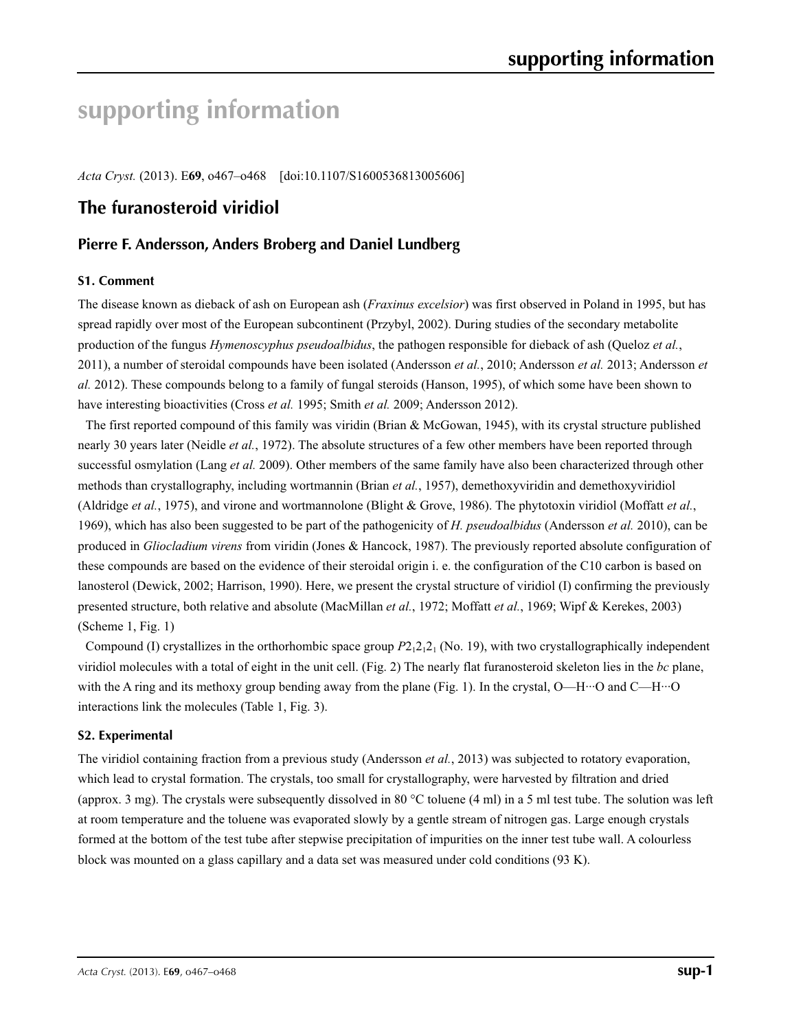# supporting information

*Acta Cryst.* (2013). E**69**, o467–o468 [doi:10.1107/S1600536813005606]

## The furanosteroid viridiol

### Pierre F. Andersson, Anders Broberg and Daniel Lundberg

#### S1. Comment

The disease known as dieback of ash on European ash (*Fraxinus excelsior*) was first observed in Poland in 1995, but has spread rapidly over most of the European subcontinent (Przybyl, 2002). During studies of the secondary metabolite production of the fungus *Hymenoscyphus pseudoalbidus*, the pathogen responsible for dieback of ash (Queloz *et al.*, 2011), a number of steroidal compounds have been isolated (Andersson *et al.*, 2010; Andersson *et al.* 2013; Andersson *et al.* 2012). These compounds belong to a family of fungal steroids (Hanson, 1995), of which some have been shown to have interesting bioactivities (Cross *et al.* 1995; Smith *et al.* 2009; Andersson 2012).

The first reported compound of this family was viridin (Brian & McGowan, 1945), with its crystal structure published nearly 30 years later (Neidle *et al.*, 1972). The absolute structures of a few other members have been reported through successful osmylation (Lang *et al.* 2009). Other members of the same family have also been characterized through other methods than crystallography, including wortmannin (Brian *et al.*, 1957), demethoxyviridin and demethoxyviridiol (Aldridge *et al.*, 1975), and virone and wortmannolone (Blight & Grove, 1986). The phytotoxin viridiol (Moffatt *et al.*, 1969), which has also been suggested to be part of the pathogenicity of *H. pseudoalbidus* (Andersson *et al.* 2010), can be produced in *Gliocladium virens* from viridin (Jones & Hancock, 1987). The previously reported absolute configuration of these compounds are based on the evidence of their steroidal origin i. e. the configuration of the C10 carbon is based on lanosterol (Dewick, 2002; Harrison, 1990). Here, we present the crystal structure of viridiol (I) confirming the previously presented structure, both relative and absolute (MacMillan *et al.*, 1972; Moffatt *et al.*, 1969; Wipf & Kerekes, 2003) (Scheme 1, Fig. 1)

Compound (I) crystallizes in the orthorhombic space group $P2_12_12_1$ (No. 19), with two crystallographically independent viridiol molecules with a total of eight in the unit cell. (Fig. 2) The nearly flat furanosteroid skeleton lies in the *bc* plane, with the A ring and its methoxy group bending away from the plane (Fig. 1). In the crystal, O—H···O and C—H···O interactions link the molecules (Table 1, Fig. 3).

#### S2. Experimental

The viridiol containing fraction from a previous study (Andersson *et al.*, 2013) was subjected to rotatory evaporation, which lead to crystal formation. The crystals, too small for crystallography, were harvested by filtration and dried (approx. 3 mg). The crystals were subsequently dissolved in 80 °C toluene (4 ml) in a 5 ml test tube. The solution was left at room temperature and the toluene was evaporated slowly by a gentle stream of nitrogen gas. Large enough crystals formed at the bottom of the test tube after stepwise precipitation of impurities on the inner test tube wall. A colourless block was mounted on a glass capillary and a data set was measured under cold conditions (93 K).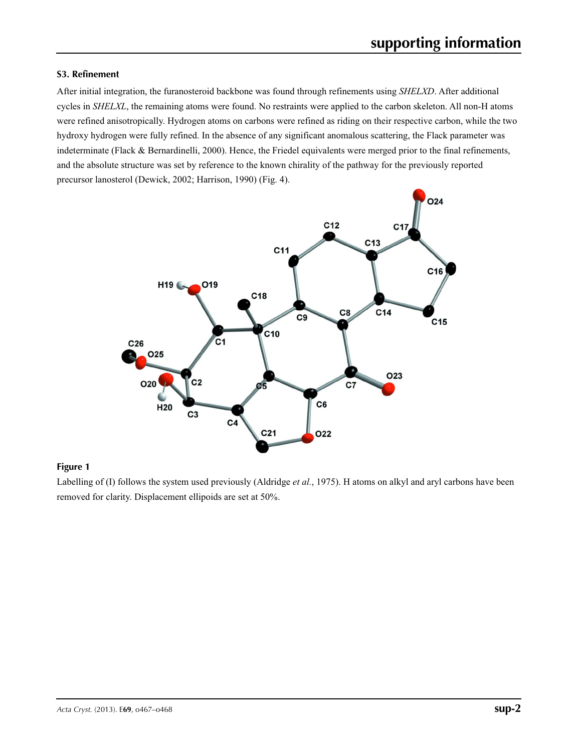### S3. Refinement

After initial integration, the furanosteroid backbone was found through refinements using *SHELXD*. After additional cycles in *SHELXL*, the remaining atoms were found. No restraints were applied to the carbon skeleton. All non-H atoms were refined anisotropically. Hydrogen atoms on carbons were refined as riding on their respective carbon, while the two hydroxy hydrogen were fully refined. In the absence of any significant anomalous scattering, the Flack parameter was indeterminate (Flack & Bernardinelli, 2000). Hence, the Friedel equivalents were merged prior to the final refinements, and the absolute structure was set by reference to the known chirality of the pathway for the previously reported precursor lanosterol (Dewick, 2002; Harrison, 1990) (Fig. 4).

**Figure 1**

Labelling of (I) follows the system used previously (Aldridge *et al.*, 1975). H atoms on alkyl and aryl carbons have been removed for clarity. Displacement ellipoids are set at 50%.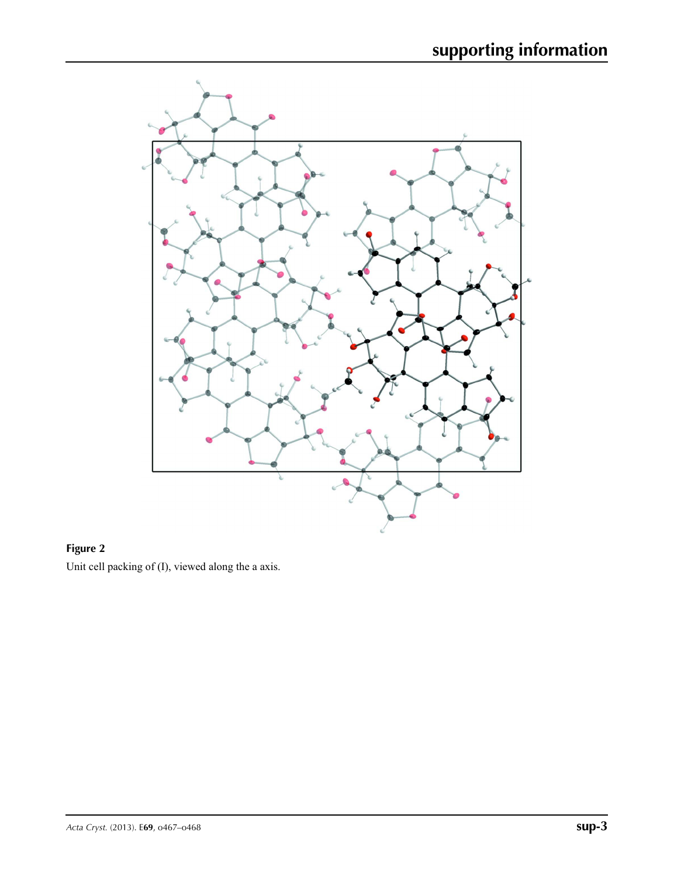**Figure 2**

Unit cell packing of (I), viewed along the a axis.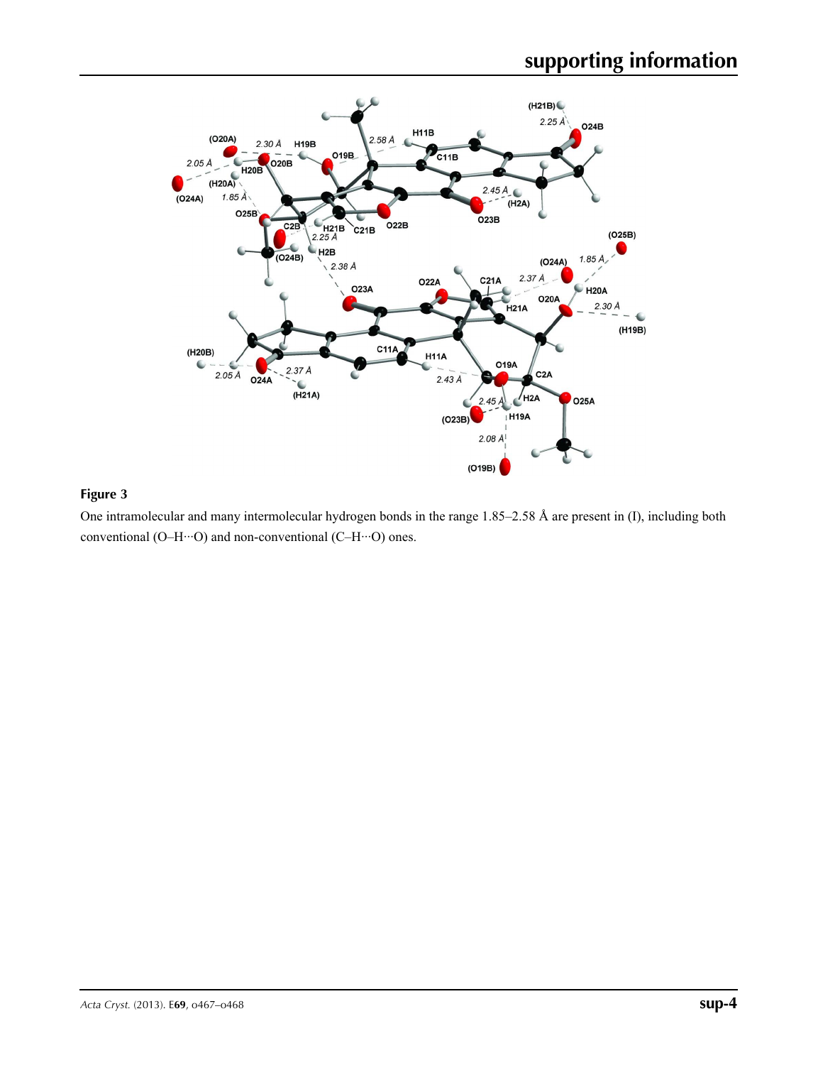**Figure 3**

One intramolecular and many intermolecular hydrogen bonds in the range 1.85–2.58 Å are present in (I), including both conventional (O–H···O) and non-conventional (C–H···O) ones.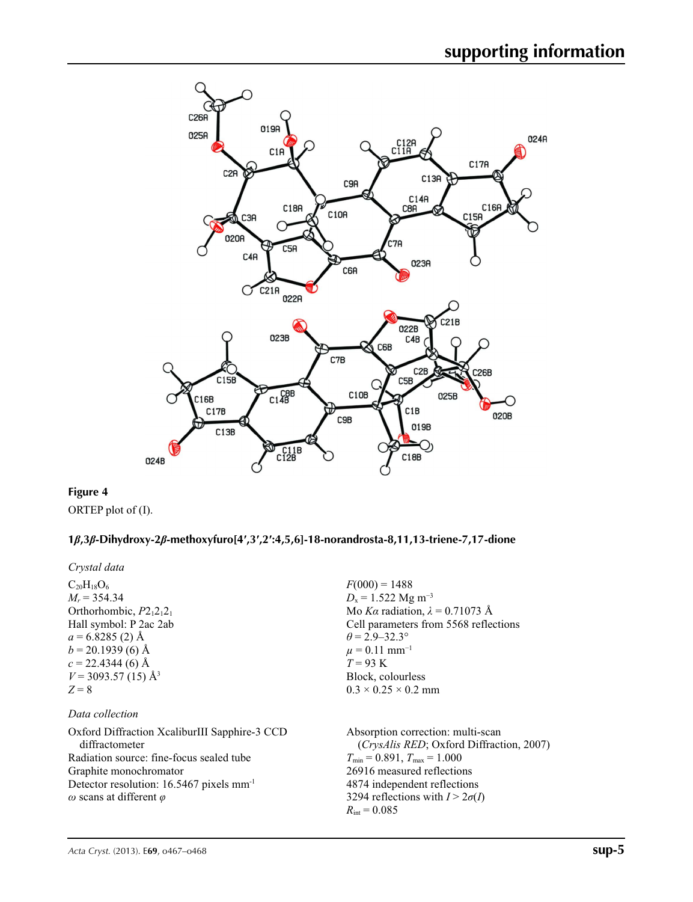**Figure 4**

ORTEP plot of (I).

## 1*β*,3*β*-Dihydroxy-2*β*-methoxyfuro[4′,3′,2′:4,5,6]-18-norandrosta-8,11,13-triene-7,17-dione

### *Crystal data*

$C_{20}H_{18}O_6$
$M_r = 354.34$
Orthorhombic, $P2_12_12_1$
Hall symbol: P 2ac 2ab
$a = 6.8285$ (2) Å
$b = 20.1939$ (6) Å
$c = 22.4344$ (6) Å
$V = 3093.57$ (15) Å$^3$
$Z = 8$
$F(000) = 1488$
$D_x = 1.522$ Mg m$^{-3}$
Mo $K\alpha$ radiation, $\lambda = 0.71073$ Å
Cell parameters from 5568 reflections
$\theta = 2.9$–$32.3°$
$\mu = 0.11$ mm$^{-1}$
$T = 93$ K
Block, colourless
0.3 × 0.25 × 0.2 mm

### *Data collection*

Oxford Diffraction XcaliburIII Sapphire-3 CCD diffractometer
Radiation source: fine-focus sealed tube
Graphite monochromator
Detector resolution: 16.5467 pixels mm$^{-1}$
$\omega$ scans at different $\varphi$
Absorption correction: multi-scan (*CrysAlis RED*; Oxford Diffraction, 2007)
$T_{min} = 0.891$, $T_{max} = 1.000$
26916 measured reflections
4874 independent reflections
3294 reflections with $I > 2\sigma(I)$
$R_{int} = 0.085$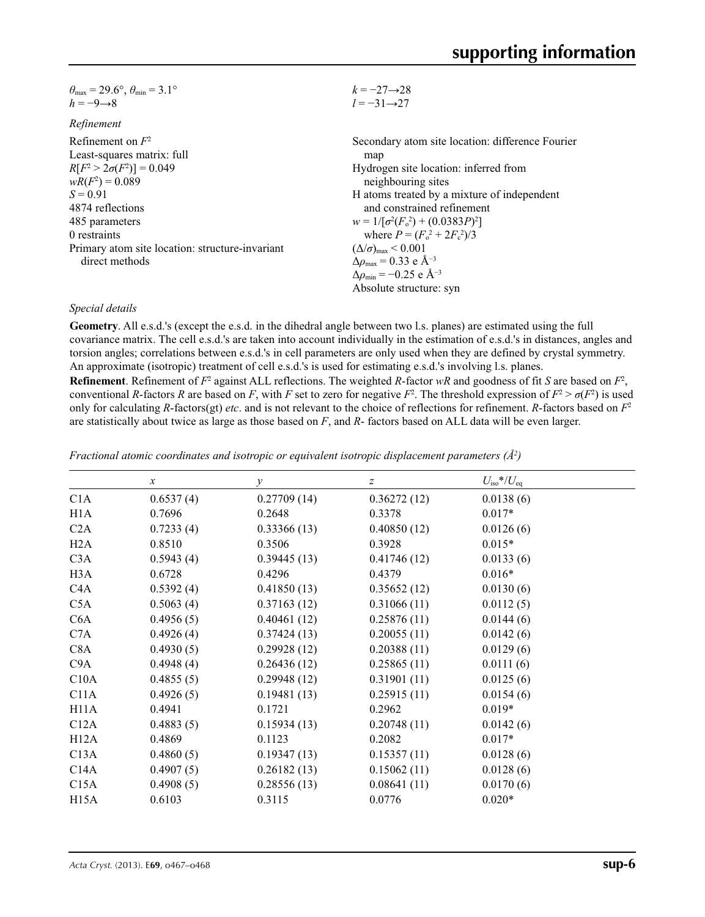$\theta_{max} = 29.6°$, $\theta_{min} = 3.1°$
$h = -9 \rightarrow 8$
$k = -27 \rightarrow 28$
$l = -31 \rightarrow 27$

*Refinement*

Refinement on $F^2$
Least-squares matrix: full
$R[F^2 > 2\sigma(F^2)] = 0.049$
$wR(F^2) = 0.089$
$S = 0.91$
4874 reflections
485 parameters
0 restraints
Primary atom site location: structure-invariant direct methods
Secondary atom site location: difference Fourier map
Hydrogen site location: inferred from neighbouring sites
H atoms treated by a mixture of independent and constrained refinement
$w = 1/[\sigma^2(F_o^2) + (0.0383P)^2]$
where $P = (F_o^2 + 2F_c^2)/3$
$(\Delta/\sigma)_{max} < 0.001$
$\Delta\rho_{max} = 0.33$ e Å$^{-3}$
$\Delta\rho_{min} = -0.25$ e Å$^{-3}$
Absolute structure: syn

*Special details*

**Geometry**. All e.s.d.'s (except the e.s.d. in the dihedral angle between two l.s. planes) are estimated using the full covariance matrix. The cell e.s.d.'s are taken into account individually in the estimation of e.s.d.'s in distances, angles and torsion angles; correlations between e.s.d.'s in cell parameters are only used when they are defined by crystal symmetry. An approximate (isotropic) treatment of cell e.s.d.'s is used for estimating e.s.d.'s involving l.s. planes.

**Refinement**. Refinement of $F^2$ against ALL reflections. The weighted $R$-factor $wR$ and goodness of fit $S$ are based on $F^2$, conventional $R$-factors $R$ are based on $F$, with $F$ set to zero for negative $F^2$. The threshold expression of $F^2 > \sigma(F^2)$ is used only for calculating $R$-factors(gt) *etc*. and is not relevant to the choice of reflections for refinement. $R$-factors based on $F^2$ are statistically about twice as large as those based on $F$, and $R$- factors based on ALL data will be even larger.

*Fractional atomic coordinates and isotropic or equivalent isotropic displacement parameters (Å$^2$)*

| | $x$ | $y$ | $z$ | $U_{iso}$*/$U_{eq}$ |
|---|---|---|---|---|
| C1A | 0.6537 (4) | 0.27709 (14) | 0.36272 (12) | 0.0138 (6) |
| H1A | 0.7696 | 0.2648 | 0.3378 | 0.017* |
| C2A | 0.7233 (4) | 0.33366 (13) | 0.40850 (12) | 0.0126 (6) |
| H2A | 0.8510 | 0.3506 | 0.3928 | 0.015* |
| C3A | 0.5943 (4) | 0.39445 (13) | 0.41746 (12) | 0.0133 (6) |
| H3A | 0.6728 | 0.4296 | 0.4379 | 0.016* |
| C4A | 0.5392 (4) | 0.41850 (13) | 0.35652 (12) | 0.0130 (6) |
| C5A | 0.5063 (4) | 0.37163 (12) | 0.31066 (11) | 0.0112 (5) |
| C6A | 0.4956 (5) | 0.40461 (12) | 0.25876 (11) | 0.0144 (6) |
| C7A | 0.4926 (4) | 0.37424 (13) | 0.20055 (11) | 0.0142 (6) |
| C8A | 0.4930 (5) | 0.29928 (12) | 0.20388 (11) | 0.0129 (6) |
| C9A | 0.4948 (4) | 0.26436 (12) | 0.25865 (11) | 0.0111 (6) |
| C10A | 0.4855 (5) | 0.29948 (12) | 0.31901 (11) | 0.0125 (6) |
| C11A | 0.4926 (5) | 0.19481 (13) | 0.25915 (11) | 0.0154 (6) |
| H11A | 0.4941 | 0.1721 | 0.2962 | 0.019* |
| C12A | 0.4883 (5) | 0.15934 (13) | 0.20748 (11) | 0.0142 (6) |
| H12A | 0.4869 | 0.1123 | 0.2082 | 0.017* |
| C13A | 0.4860 (5) | 0.19347 (13) | 0.15357 (11) | 0.0128 (6) |
| C14A | 0.4907 (5) | 0.26182 (13) | 0.15062 (11) | 0.0128 (6) |
| C15A | 0.4908 (5) | 0.28556 (13) | 0.08641 (11) | 0.0170 (6) |
| H15A | 0.6103 | 0.3115 | 0.0776 | 0.020* |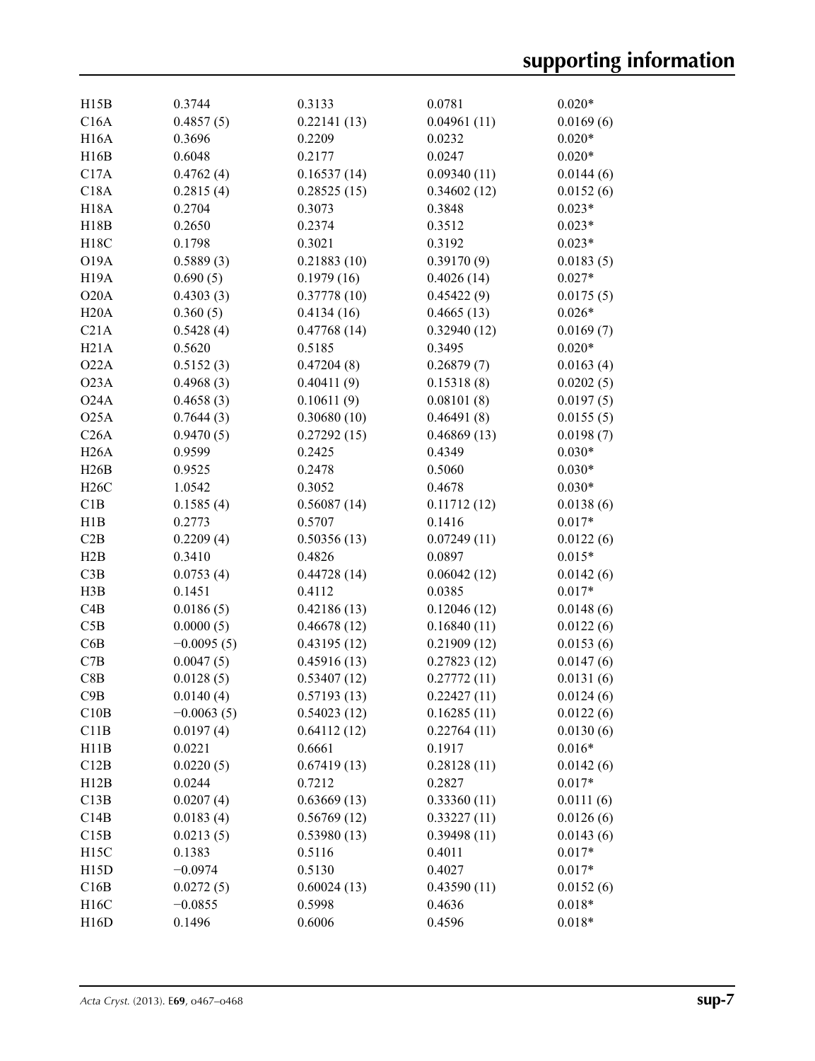| | | | | |
|---|---|---|---|---|
| H15B | 0.3744 | 0.3133 | 0.0781 | 0.020* |
| C16A | 0.4857 (5) | 0.22141 (13) | 0.04961 (11) | 0.0169 (6) |
| H16A | 0.3696 | 0.2209 | 0.0232 | 0.020* |
| H16B | 0.6048 | 0.2177 | 0.0247 | 0.020* |
| C17A | 0.4762 (4) | 0.16537 (14) | 0.09340 (11) | 0.0144 (6) |
| C18A | 0.2815 (4) | 0.28525 (15) | 0.34602 (12) | 0.0152 (6) |
| H18A | 0.2704 | 0.3073 | 0.3848 | 0.023* |
| H18B | 0.2650 | 0.2374 | 0.3512 | 0.023* |
| H18C | 0.1798 | 0.3021 | 0.3192 | 0.023* |
| O19A | 0.5889 (3) | 0.21883 (10) | 0.39170 (9) | 0.0183 (5) |
| H19A | 0.690 (5) | 0.1979 (16) | 0.4026 (14) | 0.027* |
| O20A | 0.4303 (3) | 0.37778 (10) | 0.45422 (9) | 0.0175 (5) |
| H20A | 0.360 (5) | 0.4134 (16) | 0.4665 (13) | 0.026* |
| C21A | 0.5428 (4) | 0.47768 (14) | 0.32940 (12) | 0.0169 (7) |
| H21A | 0.5620 | 0.5185 | 0.3495 | 0.020* |
| O22A | 0.5152 (3) | 0.47204 (8) | 0.26879 (7) | 0.0163 (4) |
| O23A | 0.4968 (3) | 0.40411 (9) | 0.15318 (8) | 0.0202 (5) |
| O24A | 0.4658 (3) | 0.10611 (9) | 0.08101 (8) | 0.0197 (5) |
| O25A | 0.7644 (3) | 0.30680 (10) | 0.46491 (8) | 0.0155 (5) |
| C26A | 0.9470 (5) | 0.27292 (15) | 0.46869 (13) | 0.0198 (7) |
| H26A | 0.9599 | 0.2425 | 0.4349 | 0.030* |
| H26B | 0.9525 | 0.2478 | 0.5060 | 0.030* |
| H26C | 1.0542 | 0.3052 | 0.4678 | 0.030* |
| C1B | 0.1585 (4) | 0.56087 (14) | 0.11712 (12) | 0.0138 (6) |
| H1B | 0.2773 | 0.5707 | 0.1416 | 0.017* |
| C2B | 0.2209 (4) | 0.50356 (13) | 0.07249 (11) | 0.0122 (6) |
| H2B | 0.3410 | 0.4826 | 0.0897 | 0.015* |
| C3B | 0.0753 (4) | 0.44728 (14) | 0.06042 (12) | 0.0142 (6) |
| H3B | 0.1451 | 0.4112 | 0.0385 | 0.017* |
| C4B | 0.0186 (5) | 0.42186 (13) | 0.12046 (12) | 0.0148 (6) |
| C5B | 0.0000 (5) | 0.46678 (12) | 0.16840 (11) | 0.0122 (6) |
| C6B | −0.0095 (5) | 0.43195 (12) | 0.21909 (12) | 0.0153 (6) |
| C7B | 0.0047 (5) | 0.45916 (13) | 0.27823 (12) | 0.0147 (6) |
| C8B | 0.0128 (5) | 0.53407 (12) | 0.27772 (11) | 0.0131 (6) |
| C9B | 0.0140 (4) | 0.57193 (13) | 0.22427 (11) | 0.0124 (6) |
| C10B | −0.0063 (5) | 0.54023 (12) | 0.16285 (11) | 0.0122 (6) |
| C11B | 0.0197 (4) | 0.64112 (12) | 0.22764 (11) | 0.0130 (6) |
| H11B | 0.0221 | 0.6661 | 0.1917 | 0.016* |
| C12B | 0.0220 (5) | 0.67419 (13) | 0.28128 (11) | 0.0142 (6) |
| H12B | 0.0244 | 0.7212 | 0.2827 | 0.017* |
| C13B | 0.0207 (4) | 0.63669 (13) | 0.33360 (11) | 0.0111 (6) |
| C14B | 0.0183 (4) | 0.56769 (12) | 0.33227 (11) | 0.0126 (6) |
| C15B | 0.0213 (5) | 0.53980 (13) | 0.39498 (11) | 0.0143 (6) |
| H15C | 0.1383 | 0.5116 | 0.4011 | 0.017* |
| H15D | −0.0974 | 0.5130 | 0.4027 | 0.017* |
| C16B | 0.0272 (5) | 0.60024 (13) | 0.43590 (11) | 0.0152 (6) |
| H16C | −0.0855 | 0.5998 | 0.4636 | 0.018* |
| H16D | 0.1496 | 0.6006 | 0.4596 | 0.018* |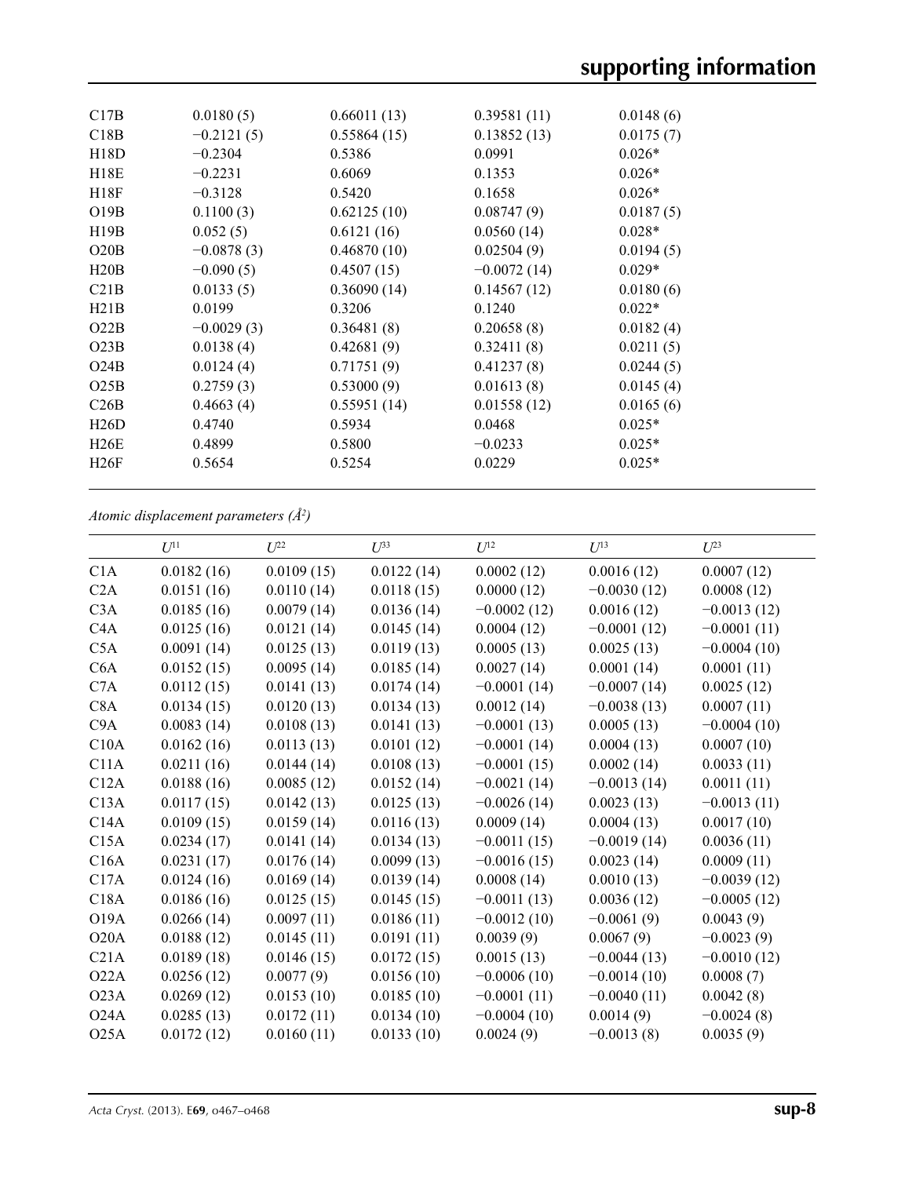| | | | | |
|---|---|---|---|---|
| C17B | 0.0180 (5) | 0.66011 (13) | 0.39581 (11) | 0.0148 (6) |
| C18B | −0.2121 (5) | 0.55864 (15) | 0.13852 (13) | 0.0175 (7) |
| H18D | −0.2304 | 0.5386 | 0.0991 | 0.026* |
| H18E | −0.2231 | 0.6069 | 0.1353 | 0.026* |
| H18F | −0.3128 | 0.5420 | 0.1658 | 0.026* |
| O19B | 0.1100 (3) | 0.62125 (10) | 0.08747 (9) | 0.0187 (5) |
| H19B | 0.052 (5) | 0.6121 (16) | 0.0560 (14) | 0.028* |
| O20B | −0.0878 (3) | 0.46870 (10) | 0.02504 (9) | 0.0194 (5) |
| H20B | −0.090 (5) | 0.4507 (15) | −0.0072 (14) | 0.029* |
| C21B | 0.0133 (5) | 0.36090 (14) | 0.14567 (12) | 0.0180 (6) |
| H21B | 0.0199 | 0.3206 | 0.1240 | 0.022* |
| O22B | −0.0029 (3) | 0.36481 (8) | 0.20658 (8) | 0.0182 (4) |
| O23B | 0.0138 (4) | 0.42681 (9) | 0.32411 (8) | 0.0211 (5) |
| O24B | 0.0124 (4) | 0.71751 (9) | 0.41237 (8) | 0.0244 (5) |
| O25B | 0.2759 (3) | 0.53000 (9) | 0.01613 (8) | 0.0145 (4) |
| C26B | 0.4663 (4) | 0.55951 (14) | 0.01558 (12) | 0.0165 (6) |
| H26D | 0.4740 | 0.5934 | 0.0468 | 0.025* |
| H26E | 0.4899 | 0.5800 | −0.0233 | 0.025* |
| H26F | 0.5654 | 0.5254 | 0.0229 | 0.025* |

*Atomic displacement parameters (Å²)*

| | $U^{11}$ | $U^{22}$ | $U^{33}$ | $U^{12}$ | $U^{13}$ | $U^{23}$ |
|---|---|---|---|---|---|---|
| C1A | 0.0182 (16) | 0.0109 (15) | 0.0122 (14) | 0.0002 (12) | 0.0016 (12) | 0.0007 (12) |
| C2A | 0.0151 (16) | 0.0110 (14) | 0.0118 (15) | 0.0000 (12) | −0.0030 (12) | 0.0008 (12) |
| C3A | 0.0185 (16) | 0.0079 (14) | 0.0136 (14) | −0.0002 (12) | 0.0016 (12) | −0.0013 (12) |
| C4A | 0.0125 (16) | 0.0121 (14) | 0.0145 (14) | 0.0004 (12) | −0.0001 (12) | −0.0001 (11) |
| C5A | 0.0091 (14) | 0.0125 (13) | 0.0119 (13) | 0.0005 (13) | 0.0025 (13) | −0.0004 (10) |
| C6A | 0.0152 (15) | 0.0095 (14) | 0.0185 (14) | 0.0027 (14) | 0.0001 (14) | 0.0001 (11) |
| C7A | 0.0112 (15) | 0.0141 (13) | 0.0174 (14) | −0.0001 (14) | −0.0007 (14) | 0.0025 (12) |
| C8A | 0.0134 (15) | 0.0120 (13) | 0.0134 (13) | 0.0012 (14) | −0.0038 (13) | 0.0007 (11) |
| C9A | 0.0083 (14) | 0.0108 (13) | 0.0141 (13) | −0.0001 (13) | 0.0005 (13) | −0.0004 (10) |
| C10A | 0.0162 (16) | 0.0113 (13) | 0.0101 (12) | −0.0001 (14) | 0.0004 (13) | 0.0007 (10) |
| C11A | 0.0211 (16) | 0.0144 (14) | 0.0108 (13) | −0.0001 (15) | 0.0002 (14) | 0.0033 (11) |
| C12A | 0.0188 (16) | 0.0085 (12) | 0.0152 (14) | −0.0021 (14) | −0.0013 (14) | 0.0011 (11) |
| C13A | 0.0117 (15) | 0.0142 (13) | 0.0125 (13) | −0.0026 (14) | 0.0023 (13) | −0.0013 (11) |
| C14A | 0.0109 (15) | 0.0159 (14) | 0.0116 (13) | 0.0009 (14) | 0.0004 (13) | 0.0017 (10) |
| C15A | 0.0234 (17) | 0.0141 (14) | 0.0134 (13) | −0.0011 (15) | −0.0019 (14) | 0.0036 (11) |
| C16A | 0.0231 (17) | 0.0176 (14) | 0.0099 (13) | −0.0016 (15) | 0.0023 (14) | 0.0009 (11) |
| C17A | 0.0124 (16) | 0.0169 (14) | 0.0139 (14) | 0.0008 (14) | 0.0010 (13) | −0.0039 (12) |
| C18A | 0.0186 (16) | 0.0125 (15) | 0.0145 (15) | −0.0011 (13) | 0.0036 (12) | −0.0005 (12) |
| O19A | 0.0266 (14) | 0.0097 (11) | 0.0186 (11) | −0.0012 (10) | −0.0061 (9) | 0.0043 (9) |
| O20A | 0.0188 (12) | 0.0145 (11) | 0.0191 (11) | 0.0039 (9) | 0.0067 (9) | −0.0023 (9) |
| C21A | 0.0189 (18) | 0.0146 (15) | 0.0172 (15) | 0.0015 (13) | −0.0044 (13) | −0.0010 (12) |
| O22A | 0.0256 (12) | 0.0077 (9) | 0.0156 (10) | −0.0006 (10) | −0.0014 (10) | 0.0008 (7) |
| O23A | 0.0269 (12) | 0.0153 (10) | 0.0185 (10) | −0.0001 (11) | −0.0040 (11) | 0.0042 (8) |
| O24A | 0.0285 (13) | 0.0172 (11) | 0.0134 (10) | −0.0004 (10) | 0.0014 (9) | −0.0024 (8) |
| O25A | 0.0172 (12) | 0.0160 (11) | 0.0133 (10) | 0.0024 (9) | −0.0013 (8) | 0.0035 (9) |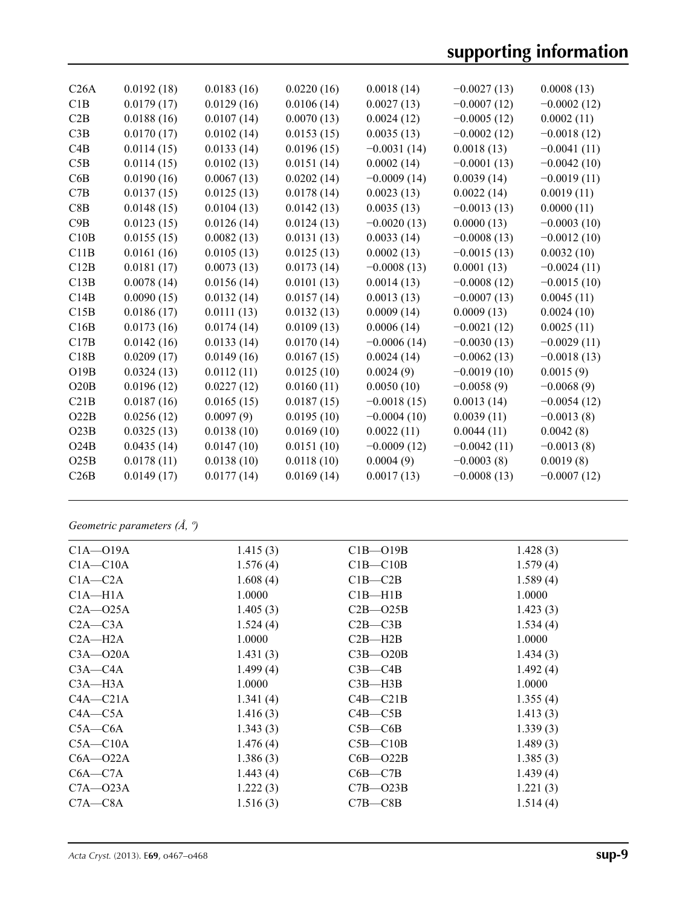| | | | | | | |
|---|---|---|---|---|---|---|
| C26A | 0.0192 (18) | 0.0183 (16) | 0.0220 (16) | 0.0018 (14) | −0.0027 (13) | 0.0008 (13) |
| C1B | 0.0179 (17) | 0.0129 (16) | 0.0106 (14) | 0.0027 (13) | −0.0007 (12) | −0.0002 (12) |
| C2B | 0.0188 (16) | 0.0107 (14) | 0.0070 (13) | 0.0024 (12) | −0.0005 (12) | 0.0002 (11) |
| C3B | 0.0170 (17) | 0.0102 (14) | 0.0153 (15) | 0.0035 (13) | −0.0002 (12) | −0.0018 (12) |
| C4B | 0.0114 (15) | 0.0133 (14) | 0.0196 (15) | −0.0031 (14) | 0.0018 (13) | −0.0041 (11) |
| C5B | 0.0114 (15) | 0.0102 (13) | 0.0151 (14) | 0.0002 (14) | −0.0001 (13) | −0.0042 (10) |
| C6B | 0.0190 (16) | 0.0067 (13) | 0.0202 (14) | −0.0009 (14) | 0.0039 (14) | −0.0019 (11) |
| C7B | 0.0137 (15) | 0.0125 (13) | 0.0178 (14) | 0.0023 (13) | 0.0022 (14) | 0.0019 (11) |
| C8B | 0.0148 (15) | 0.0104 (13) | 0.0142 (13) | 0.0035 (13) | −0.0013 (13) | 0.0000 (11) |
| C9B | 0.0123 (15) | 0.0126 (14) | 0.0124 (13) | −0.0020 (13) | 0.0000 (13) | −0.0003 (10) |
| C10B | 0.0155 (15) | 0.0082 (13) | 0.0131 (13) | 0.0033 (14) | −0.0008 (13) | −0.0012 (10) |
| C11B | 0.0161 (16) | 0.0105 (13) | 0.0125 (13) | 0.0002 (13) | −0.0015 (13) | 0.0032 (10) |
| C12B | 0.0181 (17) | 0.0073 (13) | 0.0173 (14) | −0.0008 (13) | 0.0001 (13) | −0.0024 (11) |
| C13B | 0.0078 (14) | 0.0156 (14) | 0.0101 (13) | 0.0014 (13) | −0.0008 (12) | −0.0015 (10) |
| C14B | 0.0090 (15) | 0.0132 (14) | 0.0157 (14) | 0.0013 (13) | −0.0007 (13) | 0.0045 (11) |
| C15B | 0.0186 (17) | 0.0111 (13) | 0.0132 (13) | 0.0009 (14) | 0.0009 (13) | 0.0024 (10) |
| C16B | 0.0173 (16) | 0.0174 (14) | 0.0109 (13) | 0.0006 (14) | −0.0021 (12) | 0.0025 (11) |
| C17B | 0.0142 (16) | 0.0133 (14) | 0.0170 (14) | −0.0006 (14) | −0.0030 (13) | −0.0029 (11) |
| C18B | 0.0209 (17) | 0.0149 (16) | 0.0167 (15) | 0.0024 (14) | −0.0062 (13) | −0.0018 (13) |
| O19B | 0.0324 (13) | 0.0112 (11) | 0.0125 (10) | 0.0024 (9) | −0.0019 (10) | 0.0015 (9) |
| O20B | 0.0196 (12) | 0.0227 (12) | 0.0160 (11) | 0.0050 (10) | −0.0058 (9) | −0.0068 (9) |
| C21B | 0.0187 (16) | 0.0165 (15) | 0.0187 (15) | −0.0018 (15) | 0.0013 (14) | −0.0054 (12) |
| O22B | 0.0256 (12) | 0.0097 (9) | 0.0195 (10) | −0.0004 (10) | 0.0039 (11) | −0.0013 (8) |
| O23B | 0.0325 (13) | 0.0138 (10) | 0.0169 (10) | 0.0022 (11) | 0.0044 (11) | 0.0042 (8) |
| O24B | 0.0435 (14) | 0.0147 (10) | 0.0151 (10) | −0.0009 (12) | −0.0042 (11) | −0.0013 (8) |
| O25B | 0.0178 (11) | 0.0138 (10) | 0.0118 (10) | 0.0004 (9) | −0.0003 (8) | 0.0019 (8) |
| C26B | 0.0149 (17) | 0.0177 (14) | 0.0169 (14) | 0.0017 (13) | −0.0008 (13) | −0.0007 (12) |

*Geometric parameters (Å, º)*

| | | | |
|---|---|---|---|
| C1A—O19A | 1.415 (3) | C1B—O19B | 1.428 (3) |
| C1A—C10A | 1.576 (4) | C1B—C10B | 1.579 (4) |
| C1A—C2A | 1.608 (4) | C1B—C2B | 1.589 (4) |
| C1A—H1A | 1.0000 | C1B—H1B | 1.0000 |
| C2A—O25A | 1.405 (3) | C2B—O25B | 1.423 (3) |
| C2A—C3A | 1.524 (4) | C2B—C3B | 1.534 (4) |
| C2A—H2A | 1.0000 | C2B—H2B | 1.0000 |
| C3A—O20A | 1.431 (3) | C3B—O20B | 1.434 (3) |
| C3A—C4A | 1.499 (4) | C3B—C4B | 1.492 (4) |
| C3A—H3A | 1.0000 | C3B—H3B | 1.0000 |
| C4A—C21A | 1.341 (4) | C4B—C21B | 1.355 (4) |
| C4A—C5A | 1.416 (3) | C4B—C5B | 1.413 (3) |
| C5A—C6A | 1.343 (3) | C5B—C6B | 1.339 (3) |
| C5A—C10A | 1.476 (4) | C5B—C10B | 1.489 (3) |
| C6A—O22A | 1.386 (3) | C6B—O22B | 1.385 (3) |
| C6A—C7A | 1.443 (4) | C6B—C7B | 1.439 (4) |
| C7A—O23A | 1.222 (3) | C7B—O23B | 1.221 (3) |
| C7A—C8A | 1.516 (3) | C7B—C8B | 1.514 (4) |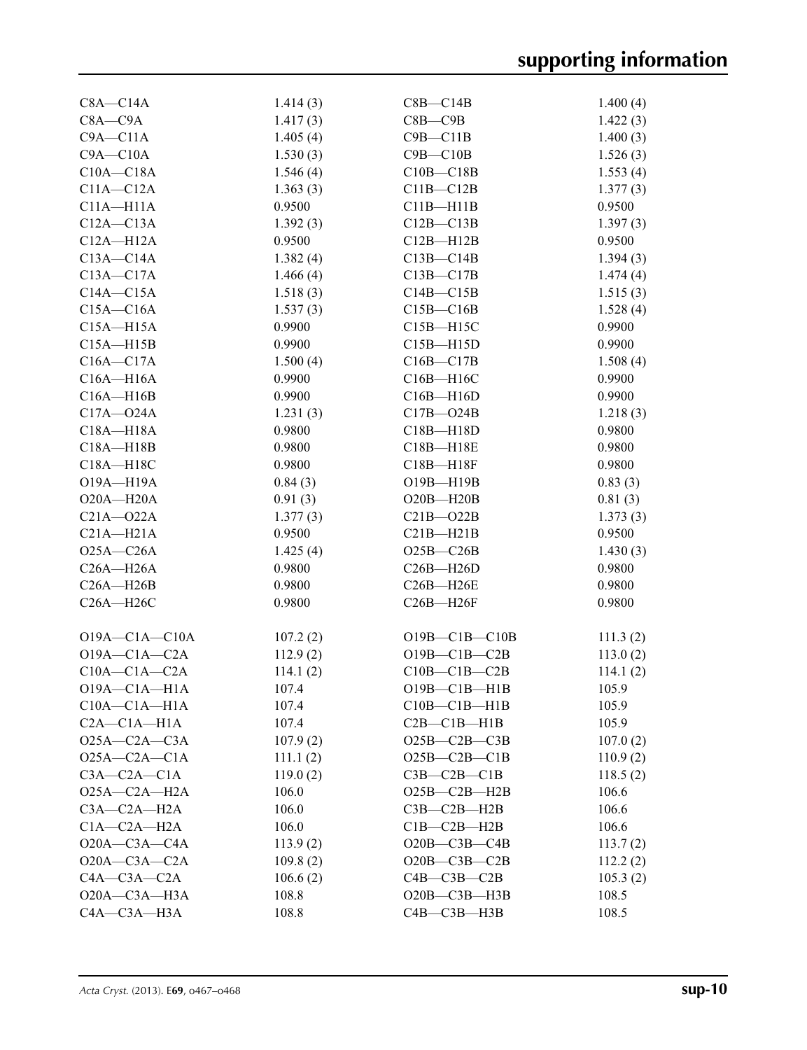| | | | |
|---|---|---|---|
| C8A—C14A | 1.414 (3) | C8B—C14B | 1.400 (4) |
| C8A—C9A | 1.417 (3) | C8B—C9B | 1.422 (3) |
| C9A—C11A | 1.405 (4) | C9B—C11B | 1.400 (3) |
| C9A—C10A | 1.530 (3) | C9B—C10B | 1.526 (3) |
| C10A—C18A | 1.546 (4) | C10B—C18B | 1.553 (4) |
| C11A—C12A | 1.363 (3) | C11B—C12B | 1.377 (3) |
| C11A—H11A | 0.9500 | C11B—H11B | 0.9500 |
| C12A—C13A | 1.392 (3) | C12B—C13B | 1.397 (3) |
| C12A—H12A | 0.9500 | C12B—H12B | 0.9500 |
| C13A—C14A | 1.382 (4) | C13B—C14B | 1.394 (3) |
| C13A—C17A | 1.466 (4) | C13B—C17B | 1.474 (4) |
| C14A—C15A | 1.518 (3) | C14B—C15B | 1.515 (3) |
| C15A—C16A | 1.537 (3) | C15B—C16B | 1.528 (4) |
| C15A—H15A | 0.9900 | C15B—H15C | 0.9900 |
| C15A—H15B | 0.9900 | C15B—H15D | 0.9900 |
| C16A—C17A | 1.500 (4) | C16B—C17B | 1.508 (4) |
| C16A—H16A | 0.9900 | C16B—H16C | 0.9900 |
| C16A—H16B | 0.9900 | C16B—H16D | 0.9900 |
| C17A—O24A | 1.231 (3) | C17B—O24B | 1.218 (3) |
| C18A—H18A | 0.9800 | C18B—H18D | 0.9800 |
| C18A—H18B | 0.9800 | C18B—H18E | 0.9800 |
| C18A—H18C | 0.9800 | C18B—H18F | 0.9800 |
| O19A—H19A | 0.84 (3) | O19B—H19B | 0.83 (3) |
| O20A—H20A | 0.91 (3) | O20B—H20B | 0.81 (3) |
| C21A—O22A | 1.377 (3) | C21B—O22B | 1.373 (3) |
| C21A—H21A | 0.9500 | C21B—H21B | 0.9500 |
| O25A—C26A | 1.425 (4) | O25B—C26B | 1.430 (3) |
| C26A—H26A | 0.9800 | C26B—H26D | 0.9800 |
| C26A—H26B | 0.9800 | C26B—H26E | 0.9800 |
| C26A—H26C | 0.9800 | C26B—H26F | 0.9800 |
| | | | |
| O19A—C1A—C10A | 107.2 (2) | O19B—C1B—C10B | 111.3 (2) |
| O19A—C1A—C2A | 112.9 (2) | O19B—C1B—C2B | 113.0 (2) |
| C10A—C1A—C2A | 114.1 (2) | C10B—C1B—C2B | 114.1 (2) |
| O19A—C1A—H1A | 107.4 | O19B—C1B—H1B | 105.9 |
| C10A—C1A—H1A | 107.4 | C10B—C1B—H1B | 105.9 |
| C2A—C1A—H1A | 107.4 | C2B—C1B—H1B | 105.9 |
| O25A—C2A—C3A | 107.9 (2) | O25B—C2B—C3B | 107.0 (2) |
| O25A—C2A—C1A | 111.1 (2) | O25B—C2B—C1B | 110.9 (2) |
| C3A—C2A—C1A | 119.0 (2) | C3B—C2B—C1B | 118.5 (2) |
| O25A—C2A—H2A | 106.0 | O25B—C2B—H2B | 106.6 |
| C3A—C2A—H2A | 106.0 | C3B—C2B—H2B | 106.6 |
| C1A—C2A—H2A | 106.0 | C1B—C2B—H2B | 106.6 |
| O20A—C3A—C4A | 113.9 (2) | O20B—C3B—C4B | 113.7 (2) |
| O20A—C3A—C2A | 109.8 (2) | O20B—C3B—C2B | 112.2 (2) |
| C4A—C3A—C2A | 106.6 (2) | C4B—C3B—C2B | 105.3 (2) |
| O20A—C3A—H3A | 108.8 | O20B—C3B—H3B | 108.5 |
| C4A—C3A—H3A | 108.8 | C4B—C3B—H3B | 108.5 |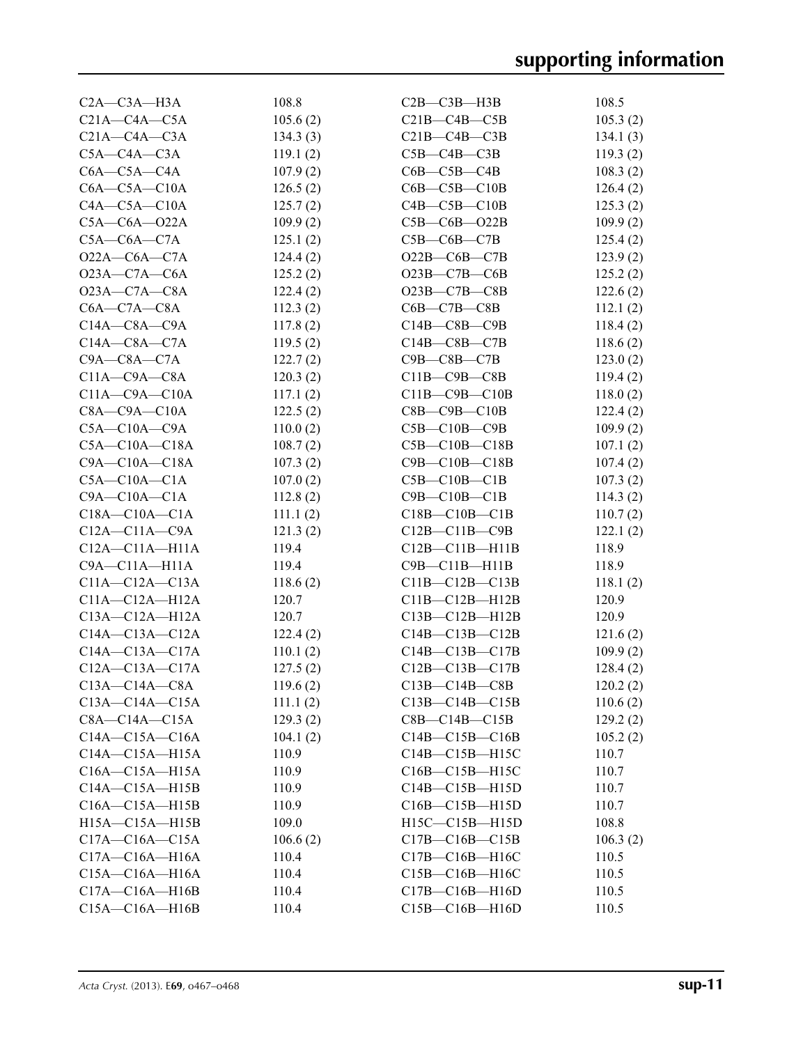| | | | |
|---|---|---|---|
| C2A—C3A—H3A | 108.8 | C2B—C3B—H3B | 108.5 |
| C21A—C4A—C5A | 105.6 (2) | C21B—C4B—C5B | 105.3 (2) |
| C21A—C4A—C3A | 134.3 (3) | C21B—C4B—C3B | 134.1 (3) |
| C5A—C4A—C3A | 119.1 (2) | C5B—C4B—C3B | 119.3 (2) |
| C6A—C5A—C4A | 107.9 (2) | C6B—C5B—C4B | 108.3 (2) |
| C6A—C5A—C10A | 126.5 (2) | C6B—C5B—C10B | 126.4 (2) |
| C4A—C5A—C10A | 125.7 (2) | C4B—C5B—C10B | 125.3 (2) |
| C5A—C6A—O22A | 109.9 (2) | C5B—C6B—O22B | 109.9 (2) |
| C5A—C6A—C7A | 125.1 (2) | C5B—C6B—C7B | 125.4 (2) |
| O22A—C6A—C7A | 124.4 (2) | O22B—C6B—C7B | 123.9 (2) |
| O23A—C7A—C6A | 125.2 (2) | O23B—C7B—C6B | 125.2 (2) |
| O23A—C7A—C8A | 122.4 (2) | O23B—C7B—C8B | 122.6 (2) |
| C6A—C7A—C8A | 112.3 (2) | C6B—C7B—C8B | 112.1 (2) |
| C14A—C8A—C9A | 117.8 (2) | C14B—C8B—C9B | 118.4 (2) |
| C14A—C8A—C7A | 119.5 (2) | C14B—C8B—C7B | 118.6 (2) |
| C9A—C8A—C7A | 122.7 (2) | C9B—C8B—C7B | 123.0 (2) |
| C11A—C9A—C8A | 120.3 (2) | C11B—C9B—C8B | 119.4 (2) |
| C11A—C9A—C10A | 117.1 (2) | C11B—C9B—C10B | 118.0 (2) |
| C8A—C9A—C10A | 122.5 (2) | C8B—C9B—C10B | 122.4 (2) |
| C5A—C10A—C9A | 110.0 (2) | C5B—C10B—C9B | 109.9 (2) |
| C5A—C10A—C18A | 108.7 (2) | C5B—C10B—C18B | 107.1 (2) |
| C9A—C10A—C18A | 107.3 (2) | C9B—C10B—C18B | 107.4 (2) |
| C5A—C10A—C1A | 107.0 (2) | C5B—C10B—C1B | 107.3 (2) |
| C9A—C10A—C1A | 112.8 (2) | C9B—C10B—C1B | 114.3 (2) |
| C18A—C10A—C1A | 111.1 (2) | C18B—C10B—C1B | 110.7 (2) |
| C12A—C11A—C9A | 121.3 (2) | C12B—C11B—C9B | 122.1 (2) |
| C12A—C11A—H11A | 119.4 | C12B—C11B—H11B | 118.9 |
| C9A—C11A—H11A | 119.4 | C9B—C11B—H11B | 118.9 |
| C11A—C12A—C13A | 118.6 (2) | C11B—C12B—C13B | 118.1 (2) |
| C11A—C12A—H12A | 120.7 | C11B—C12B—H12B | 120.9 |
| C13A—C12A—H12A | 120.7 | C13B—C12B—H12B | 120.9 |
| C14A—C13A—C12A | 122.4 (2) | C14B—C13B—C12B | 121.6 (2) |
| C14A—C13A—C17A | 110.1 (2) | C14B—C13B—C17B | 109.9 (2) |
| C12A—C13A—C17A | 127.5 (2) | C12B—C13B—C17B | 128.4 (2) |
| C13A—C14A—C8A | 119.6 (2) | C13B—C14B—C8B | 120.2 (2) |
| C13A—C14A—C15A | 111.1 (2) | C13B—C14B—C15B | 110.6 (2) |
| C8A—C14A—C15A | 129.3 (2) | C8B—C14B—C15B | 129.2 (2) |
| C14A—C15A—C16A | 104.1 (2) | C14B—C15B—C16B | 105.2 (2) |
| C14A—C15A—H15A | 110.9 | C14B—C15B—H15C | 110.7 |
| C16A—C15A—H15A | 110.9 | C16B—C15B—H15C | 110.7 |
| C14A—C15A—H15B | 110.9 | C14B—C15B—H15D | 110.7 |
| C16A—C15A—H15B | 110.9 | C16B—C15B—H15D | 110.7 |
| H15A—C15A—H15B | 109.0 | H15C—C15B—H15D | 108.8 |
| C17A—C16A—C15A | 106.6 (2) | C17B—C16B—C15B | 106.3 (2) |
| C17A—C16A—H16A | 110.4 | C17B—C16B—H16C | 110.5 |
| C15A—C16A—H16A | 110.4 | C15B—C16B—H16C | 110.5 |
| C17A—C16A—H16B | 110.4 | C17B—C16B—H16D | 110.5 |
| C15A—C16A—H16B | 110.4 | C15B—C16B—H16D | 110.5 |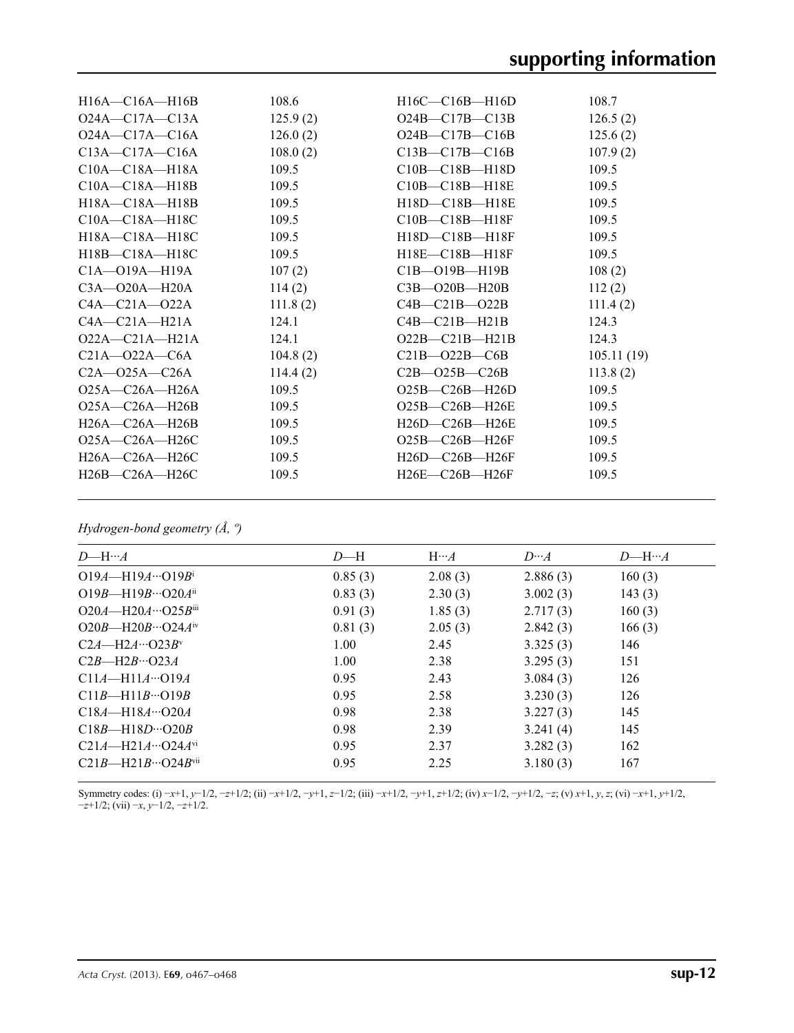| | | | |
|---|---|---|---|
| H16A—C16A—H16B | 108.6 | H16C—C16B—H16D | 108.7 |
| O24A—C17A—C13A | 125.9 (2) | O24B—C17B—C13B | 126.5 (2) |
| O24A—C17A—C16A | 126.0 (2) | O24B—C17B—C16B | 125.6 (2) |
| C13A—C17A—C16A | 108.0 (2) | C13B—C17B—C16B | 107.9 (2) |
| C10A—C18A—H18A | 109.5 | C10B—C18B—H18D | 109.5 |
| C10A—C18A—H18B | 109.5 | C10B—C18B—H18E | 109.5 |
| H18A—C18A—H18B | 109.5 | H18D—C18B—H18E | 109.5 |
| C10A—C18A—H18C | 109.5 | C10B—C18B—H18F | 109.5 |
| H18A—C18A—H18C | 109.5 | H18D—C18B—H18F | 109.5 |
| H18B—C18A—H18C | 109.5 | H18E—C18B—H18F | 109.5 |
| C1A—O19A—H19A | 107 (2) | C1B—O19B—H19B | 108 (2) |
| C3A—O20A—H20A | 114 (2) | C3B—O20B—H20B | 112 (2) |
| C4A—C21A—O22A | 111.8 (2) | C4B—C21B—O22B | 111.4 (2) |
| C4A—C21A—H21A | 124.1 | C4B—C21B—H21B | 124.3 |
| O22A—C21A—H21A | 124.1 | O22B—C21B—H21B | 124.3 |
| C21A—O22A—C6A | 104.8 (2) | C21B—O22B—C6B | 105.11 (19) |
| C2A—O25A—C26A | 114.4 (2) | C2B—O25B—C26B | 113.8 (2) |
| O25A—C26A—H26A | 109.5 | O25B—C26B—H26D | 109.5 |
| O25A—C26A—H26B | 109.5 | O25B—C26B—H26E | 109.5 |
| H26A—C26A—H26B | 109.5 | H26D—C26B—H26E | 109.5 |
| O25A—C26A—H26C | 109.5 | O25B—C26B—H26F | 109.5 |
| H26A—C26A—H26C | 109.5 | H26D—C26B—H26F | 109.5 |
| H26B—C26A—H26C | 109.5 | H26E—C26B—H26F | 109.5 |

*Hydrogen-bond geometry (Å, º)*

| *D*—H···*A* | *D*—H | H···*A* | *D*···*A* | *D*—H···*A* |
|---|---|---|---|---|
| O19*A*—H19*A*···O19*B*[i] | 0.85 (3) | 2.08 (3) | 2.886 (3) | 160 (3) |
| O19*B*—H19*B*···O20*A*[ii] | 0.83 (3) | 2.30 (3) | 3.002 (3) | 143 (3) |
| O20*A*—H20*A*···O25*B*[iii] | 0.91 (3) | 1.85 (3) | 2.717 (3) | 160 (3) |
| O20*B*—H20*B*···O24*A*[iv] | 0.81 (3) | 2.05 (3) | 2.842 (3) | 166 (3) |
| C2*A*—H2*A*···O23*B*[v] | 1.00 | 2.45 | 3.325 (3) | 146 |
| C2*B*—H2*B*···O23*A* | 1.00 | 2.38 | 3.295 (3) | 151 |
| C11*A*—H11*A*···O19*A* | 0.95 | 2.43 | 3.084 (3) | 126 |
| C11*B*—H11*B*···O19*B* | 0.95 | 2.58 | 3.230 (3) | 126 |
| C18*A*—H18*A*···O20*A* | 0.98 | 2.38 | 3.227 (3) | 145 |
| C18*B*—H18*D*···O20*B* | 0.98 | 2.39 | 3.241 (4) | 145 |
| C21*A*—H21*A*···O24*A*[vi] | 0.95 | 2.37 | 3.282 (3) | 162 |
| C21*B*—H21*B*···O24*B*[vii] | 0.95 | 2.25 | 3.180 (3) | 167 |

Symmetry codes: (i) −*x*+1, *y*−1/2, −*z*+1/2; (ii) −*x*+1/2, −*y*+1, *z*−1/2; (iii) −*x*+1/2, −*y*+1, *z*+1/2; (iv) *x*−1/2, −*y*+1/2, −*z*; (v) *x*+1, *y*, *z*; (vi) −*x*+1, *y*+1/2, −*z*+1/2; (vii) −*x*, *y*−1/2, −*z*+1/2.